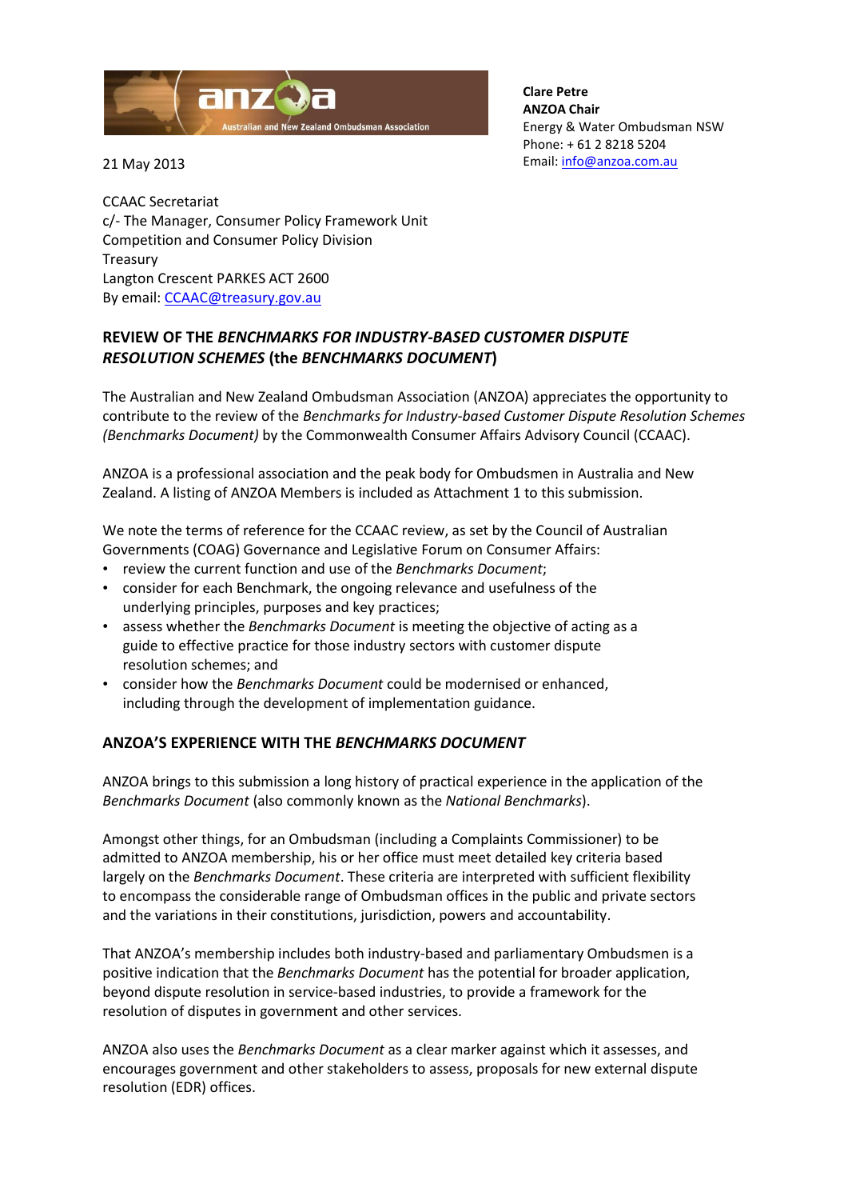**Clare Petre**
**ANZOA Chair**
Energy & Water Ombudsman NSW
Phone: + 61 2 8218 5204
Email: info@anzoa.com.au

21 May 2013

CCAAC Secretariat
c/- The Manager, Consumer Policy Framework Unit
Competition and Consumer Policy Division
Treasury
Langton Crescent PARKES ACT 2600
By email: CCAAC@treasury.gov.au

## REVIEW OF THE *BENCHMARKS FOR INDUSTRY-BASED CUSTOMER DISPUTE RESOLUTION SCHEMES* (the *BENCHMARKS DOCUMENT*)

The Australian and New Zealand Ombudsman Association (ANZOA) appreciates the opportunity to contribute to the review of the *Benchmarks for Industry-based Customer Dispute Resolution Schemes (Benchmarks Document)* by the Commonwealth Consumer Affairs Advisory Council (CCAAC).

ANZOA is a professional association and the peak body for Ombudsmen in Australia and New Zealand. A listing of ANZOA Members is included as Attachment 1 to this submission.

We note the terms of reference for the CCAAC review, as set by the Council of Australian Governments (COAG) Governance and Legislative Forum on Consumer Affairs:

- review the current function and use of the *Benchmarks Document*;
- consider for each Benchmark, the ongoing relevance and usefulness of the underlying principles, purposes and key practices;
- assess whether the *Benchmarks Document* is meeting the objective of acting as a guide to effective practice for those industry sectors with customer dispute resolution schemes; and
- consider how the *Benchmarks Document* could be modernised or enhanced, including through the development of implementation guidance.

## ANZOA'S EXPERIENCE WITH THE *BENCHMARKS DOCUMENT*

ANZOA brings to this submission a long history of practical experience in the application of the *Benchmarks Document* (also commonly known as the *National Benchmarks*).

Amongst other things, for an Ombudsman (including a Complaints Commissioner) to be admitted to ANZOA membership, his or her office must meet detailed key criteria based largely on the *Benchmarks Document*. These criteria are interpreted with sufficient flexibility to encompass the considerable range of Ombudsman offices in the public and private sectors and the variations in their constitutions, jurisdiction, powers and accountability.

That ANZOA's membership includes both industry-based and parliamentary Ombudsmen is a positive indication that the *Benchmarks Document* has the potential for broader application, beyond dispute resolution in service-based industries, to provide a framework for the resolution of disputes in government and other services.

ANZOA also uses the *Benchmarks Document* as a clear marker against which it assesses, and encourages government and other stakeholders to assess, proposals for new external dispute resolution (EDR) offices.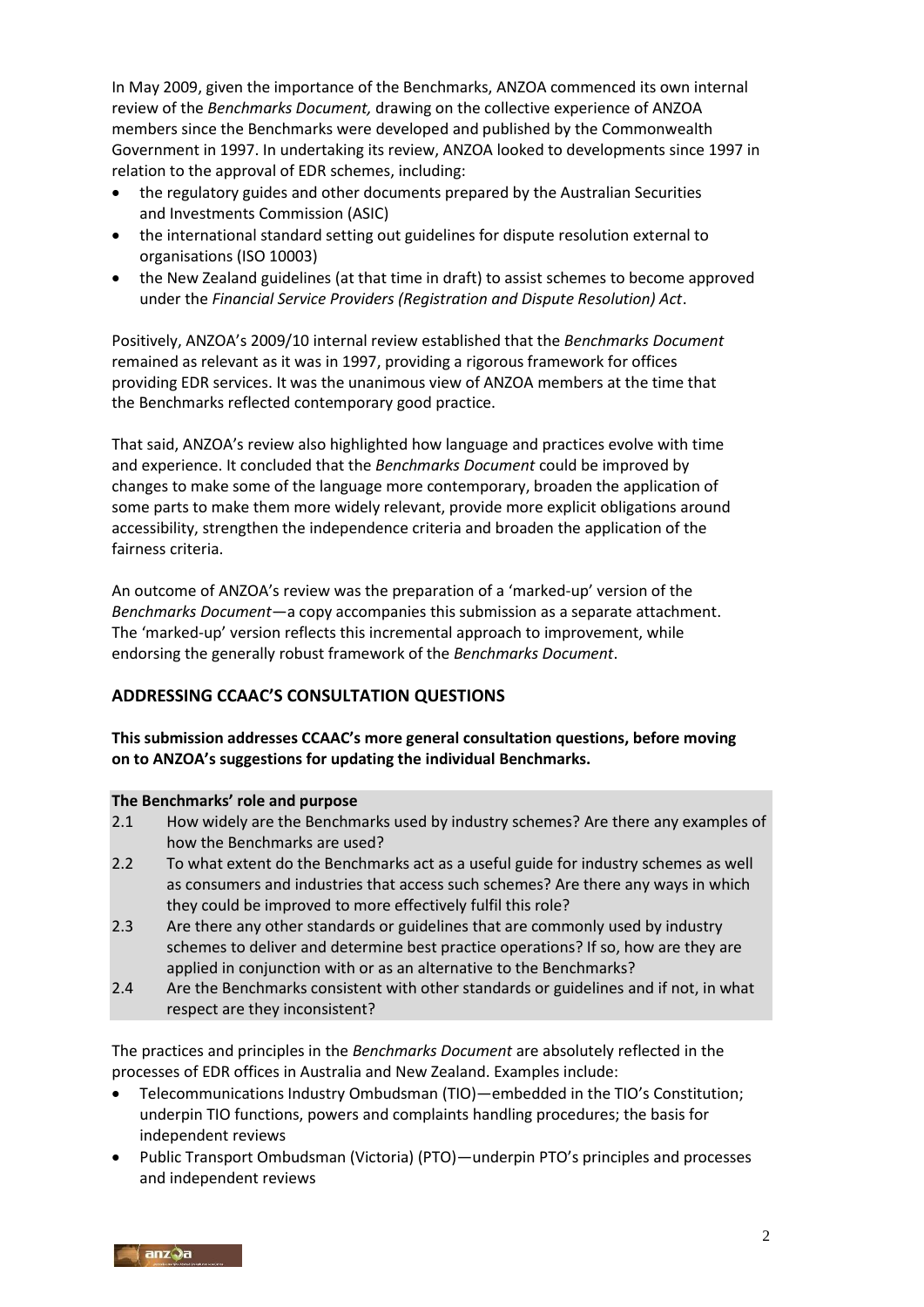In May 2009, given the importance of the Benchmarks, ANZOA commenced its own internal review of the *Benchmarks Document,* drawing on the collective experience of ANZOA members since the Benchmarks were developed and published by the Commonwealth Government in 1997. In undertaking its review, ANZOA looked to developments since 1997 in relation to the approval of EDR schemes, including:

- the regulatory guides and other documents prepared by the Australian Securities and Investments Commission (ASIC)
- the international standard setting out guidelines for dispute resolution external to organisations (ISO 10003)
- the New Zealand guidelines (at that time in draft) to assist schemes to become approved under the *Financial Service Providers (Registration and Dispute Resolution) Act*.

Positively, ANZOA's 2009/10 internal review established that the *Benchmarks Document* remained as relevant as it was in 1997, providing a rigorous framework for offices providing EDR services. It was the unanimous view of ANZOA members at the time that the Benchmarks reflected contemporary good practice.

That said, ANZOA's review also highlighted how language and practices evolve with time and experience. It concluded that the *Benchmarks Document* could be improved by changes to make some of the language more contemporary, broaden the application of some parts to make them more widely relevant, provide more explicit obligations around accessibility, strengthen the independence criteria and broaden the application of the fairness criteria.

An outcome of ANZOA's review was the preparation of a 'marked-up' version of the *Benchmarks Document*—a copy accompanies this submission as a separate attachment. The 'marked-up' version reflects this incremental approach to improvement, while endorsing the generally robust framework of the *Benchmarks Document*.

## ADDRESSING CCAAC'S CONSULTATION QUESTIONS

**This submission addresses CCAAC's more general consultation questions, before moving on to ANZOA's suggestions for updating the individual Benchmarks.**

**The Benchmarks' role and purpose**

2.1 How widely are the Benchmarks used by industry schemes? Are there any examples of how the Benchmarks are used?

2.2 To what extent do the Benchmarks act as a useful guide for industry schemes as well as consumers and industries that access such schemes? Are there any ways in which they could be improved to more effectively fulfil this role?

2.3 Are there any other standards or guidelines that are commonly used by industry schemes to deliver and determine best practice operations? If so, how are they are applied in conjunction with or as an alternative to the Benchmarks?

2.4 Are the Benchmarks consistent with other standards or guidelines and if not, in what respect are they inconsistent?

The practices and principles in the *Benchmarks Document* are absolutely reflected in the processes of EDR offices in Australia and New Zealand. Examples include:

- Telecommunications Industry Ombudsman (TIO)—embedded in the TIO's Constitution; underpin TIO functions, powers and complaints handling procedures; the basis for independent reviews
- Public Transport Ombudsman (Victoria) (PTO)—underpin PTO's principles and processes and independent reviews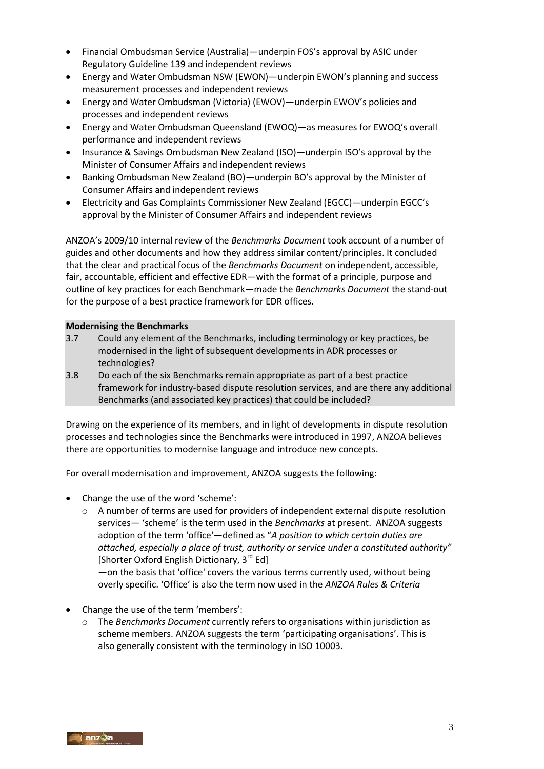- Financial Ombudsman Service (Australia)—underpin FOS's approval by ASIC under Regulatory Guideline 139 and independent reviews
- Energy and Water Ombudsman NSW (EWON)—underpin EWON's planning and success measurement processes and independent reviews
- Energy and Water Ombudsman (Victoria) (EWOV)—underpin EWOV's policies and processes and independent reviews
- Energy and Water Ombudsman Queensland (EWOQ)—as measures for EWOQ's overall performance and independent reviews
- Insurance & Savings Ombudsman New Zealand (ISO)—underpin ISO's approval by the Minister of Consumer Affairs and independent reviews
- Banking Ombudsman New Zealand (BO)—underpin BO's approval by the Minister of Consumer Affairs and independent reviews
- Electricity and Gas Complaints Commissioner New Zealand (EGCC)—underpin EGCC's approval by the Minister of Consumer Affairs and independent reviews

ANZOA's 2009/10 internal review of the *Benchmarks Document* took account of a number of guides and other documents and how they address similar content/principles. It concluded that the clear and practical focus of the *Benchmarks Document* on independent, accessible, fair, accountable, efficient and effective EDR—with the format of a principle, purpose and outline of key practices for each Benchmark—made the *Benchmarks Document* the stand-out for the purpose of a best practice framework for EDR offices.

**Modernising the Benchmarks**

3.7 Could any element of the Benchmarks, including terminology or key practices, be modernised in the light of subsequent developments in ADR processes or technologies?

3.8 Do each of the six Benchmarks remain appropriate as part of a best practice framework for industry-based dispute resolution services, and are there any additional Benchmarks (and associated key practices) that could be included?

Drawing on the experience of its members, and in light of developments in dispute resolution processes and technologies since the Benchmarks were introduced in 1997, ANZOA believes there are opportunities to modernise language and introduce new concepts.

For overall modernisation and improvement, ANZOA suggests the following:

- Change the use of the word 'scheme':
    - A number of terms are used for providers of independent external dispute resolution services— 'scheme' is the term used in the *Benchmarks* at present. ANZOA suggests adoption of the term 'office'—defined as "*A position to which certain duties are attached, especially a place of trust, authority or service under a constituted authority"* [Shorter Oxford English Dictionary, 3rd Ed]
    
      —on the basis that 'office' covers the various terms currently used, without being overly specific. 'Office' is also the term now used in the *ANZOA Rules & Criteria*

- Change the use of the term 'members':
    - The *Benchmarks Document* currently refers to organisations within jurisdiction as scheme members. ANZOA suggests the term 'participating organisations'. This is also generally consistent with the terminology in ISO 10003.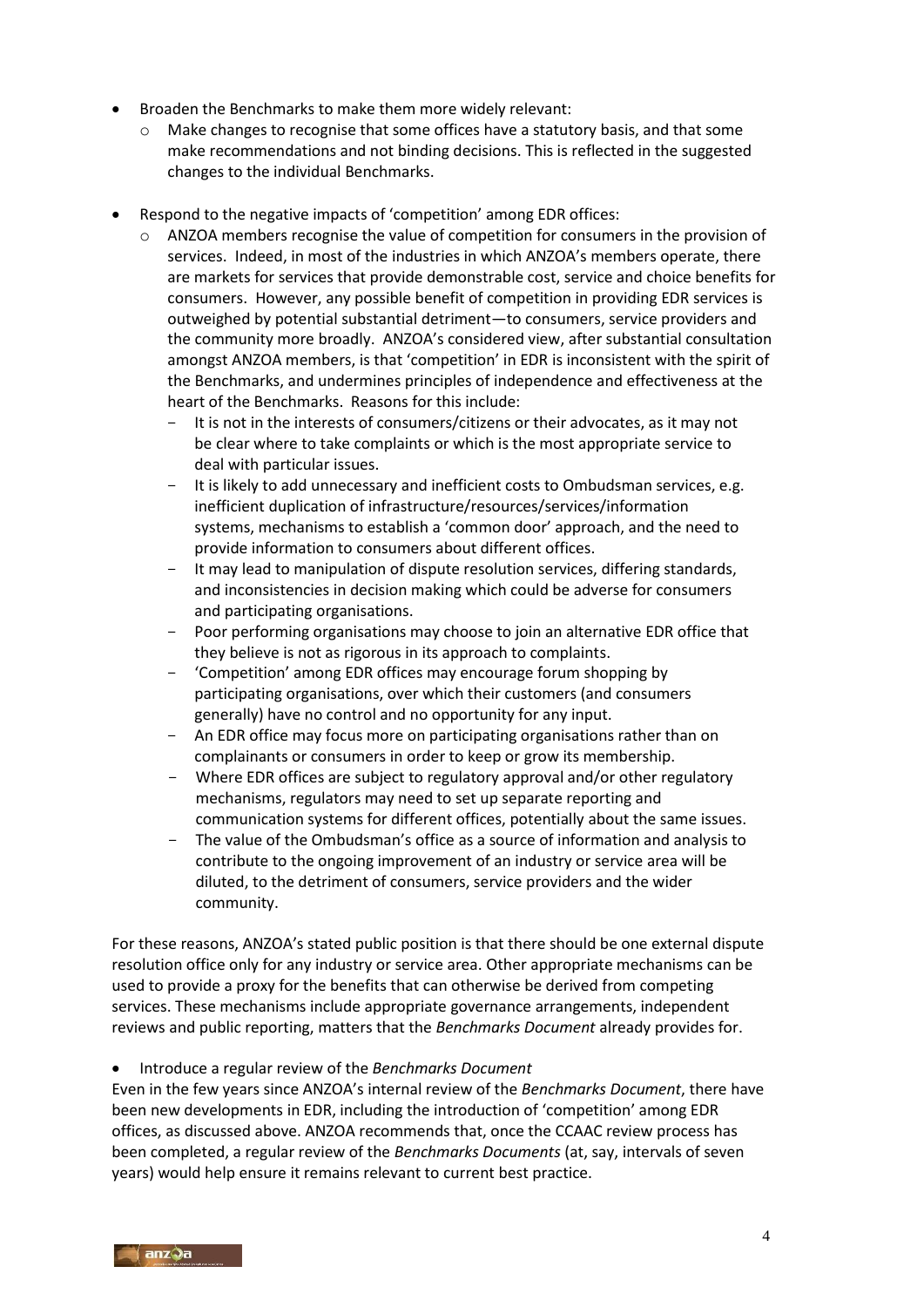- Broaden the Benchmarks to make them more widely relevant:
  - Make changes to recognise that some offices have a statutory basis, and that some make recommendations and not binding decisions. This is reflected in the suggested changes to the individual Benchmarks.

- Respond to the negative impacts of 'competition' among EDR offices:
  - ANZOA members recognise the value of competition for consumers in the provision of services. Indeed, in most of the industries in which ANZOA's members operate, there are markets for services that provide demonstrable cost, service and choice benefits for consumers. However, any possible benefit of competition in providing EDR services is outweighed by potential substantial detriment—to consumers, service providers and the community more broadly. ANZOA's considered view, after substantial consultation amongst ANZOA members, is that 'competition' in EDR is inconsistent with the spirit of the Benchmarks, and undermines principles of independence and effectiveness at the heart of the Benchmarks. Reasons for this include:
    - It is not in the interests of consumers/citizens or their advocates, as it may not be clear where to take complaints or which is the most appropriate service to deal with particular issues.
    - It is likely to add unnecessary and inefficient costs to Ombudsman services, e.g. inefficient duplication of infrastructure/resources/services/information systems, mechanisms to establish a 'common door' approach, and the need to provide information to consumers about different offices.
    - It may lead to manipulation of dispute resolution services, differing standards, and inconsistencies in decision making which could be adverse for consumers and participating organisations.
    - Poor performing organisations may choose to join an alternative EDR office that they believe is not as rigorous in its approach to complaints.
    - 'Competition' among EDR offices may encourage forum shopping by participating organisations, over which their customers (and consumers generally) have no control and no opportunity for any input.
    - An EDR office may focus more on participating organisations rather than on complainants or consumers in order to keep or grow its membership.
    - Where EDR offices are subject to regulatory approval and/or other regulatory mechanisms, regulators may need to set up separate reporting and communication systems for different offices, potentially about the same issues.
    - The value of the Ombudsman's office as a source of information and analysis to contribute to the ongoing improvement of an industry or service area will be diluted, to the detriment of consumers, service providers and the wider community.

For these reasons, ANZOA's stated public position is that there should be one external dispute resolution office only for any industry or service area. Other appropriate mechanisms can be used to provide a proxy for the benefits that can otherwise be derived from competing services. These mechanisms include appropriate governance arrangements, independent reviews and public reporting, matters that the *Benchmarks Document* already provides for.

- Introduce a regular review of the *Benchmarks Document*

Even in the few years since ANZOA's internal review of the *Benchmarks Document*, there have been new developments in EDR, including the introduction of 'competition' among EDR offices, as discussed above. ANZOA recommends that, once the CCAAC review process has been completed, a regular review of the *Benchmarks Documents* (at, say, intervals of seven years) would help ensure it remains relevant to current best practice.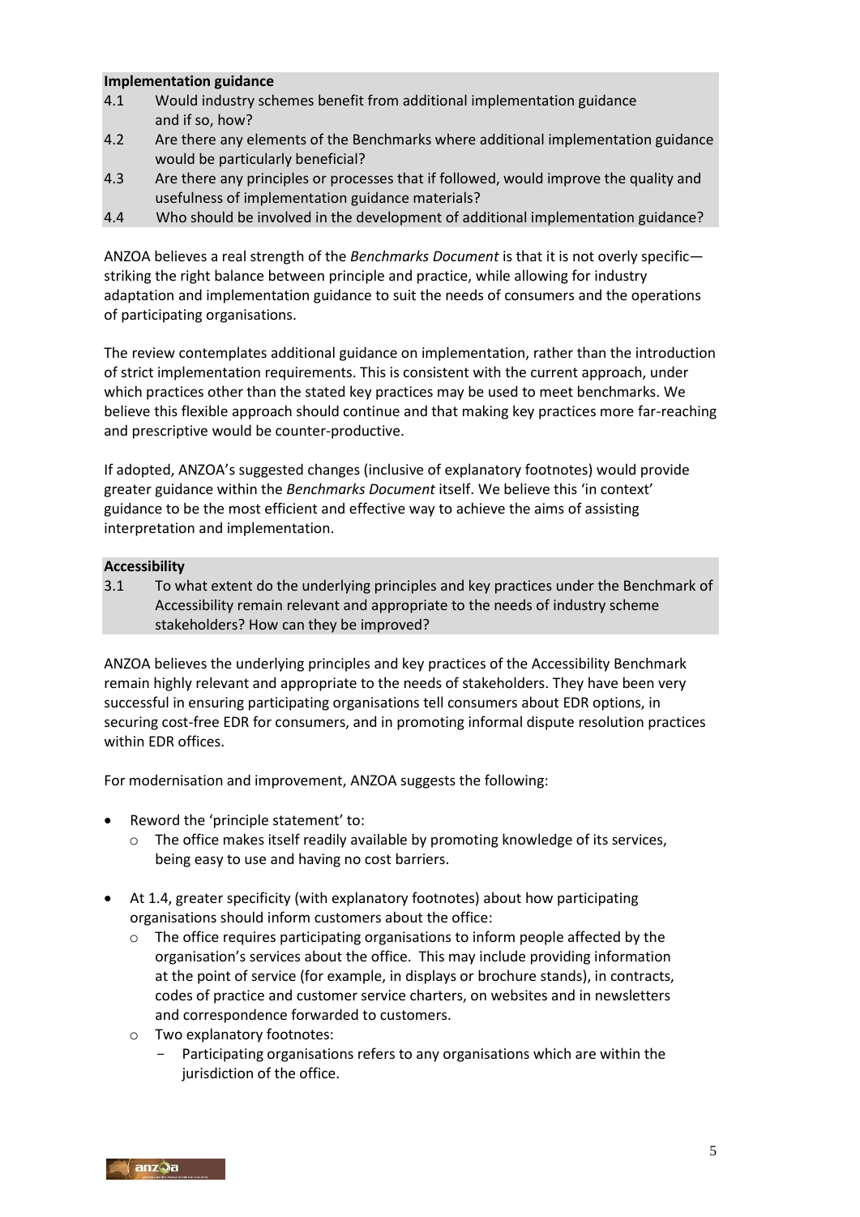**Implementation guidance**

4.1 Would industry schemes benefit from additional implementation guidance and if so, how?

4.2 Are there any elements of the Benchmarks where additional implementation guidance would be particularly beneficial?

4.3 Are there any principles or processes that if followed, would improve the quality and usefulness of implementation guidance materials?

4.4 Who should be involved in the development of additional implementation guidance?

ANZOA believes a real strength of the *Benchmarks Document* is that it is not overly specific—striking the right balance between principle and practice, while allowing for industry adaptation and implementation guidance to suit the needs of consumers and the operations of participating organisations.

The review contemplates additional guidance on implementation, rather than the introduction of strict implementation requirements. This is consistent with the current approach, under which practices other than the stated key practices may be used to meet benchmarks. We believe this flexible approach should continue and that making key practices more far-reaching and prescriptive would be counter-productive.

If adopted, ANZOA's suggested changes (inclusive of explanatory footnotes) would provide greater guidance within the *Benchmarks Document* itself. We believe this 'in context' guidance to be the most efficient and effective way to achieve the aims of assisting interpretation and implementation.

**Accessibility**

3.1 To what extent do the underlying principles and key practices under the Benchmark of Accessibility remain relevant and appropriate to the needs of industry scheme stakeholders? How can they be improved?

ANZOA believes the underlying principles and key practices of the Accessibility Benchmark remain highly relevant and appropriate to the needs of stakeholders. They have been very successful in ensuring participating organisations tell consumers about EDR options, in securing cost-free EDR for consumers, and in promoting informal dispute resolution practices within EDR offices.

For modernisation and improvement, ANZOA suggests the following:

- Reword the 'principle statement' to:
  - The office makes itself readily available by promoting knowledge of its services, being easy to use and having no cost barriers.
- At 1.4, greater specificity (with explanatory footnotes) about how participating organisations should inform customers about the office:
  - The office requires participating organisations to inform people affected by the organisation's services about the office. This may include providing information at the point of service (for example, in displays or brochure stands), in contracts, codes of practice and customer service charters, on websites and in newsletters and correspondence forwarded to customers.
  - Two explanatory footnotes:
    - Participating organisations refers to any organisations which are within the jurisdiction of the office.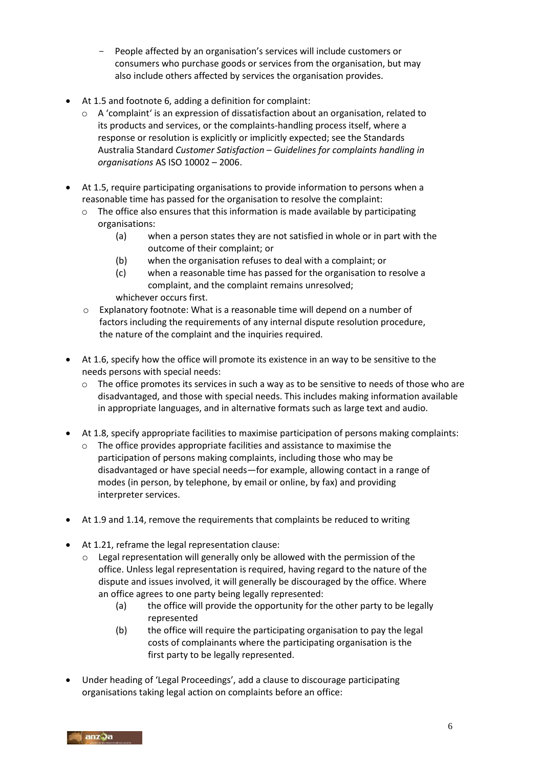- People affected by an organisation's services will include customers or consumers who purchase goods or services from the organisation, but may also include others affected by services the organisation provides.

- At 1.5 and footnote 6, adding a definition for complaint:
  - A 'complaint' is an expression of dissatisfaction about an organisation, related to its products and services, or the complaints-handling process itself, where a response or resolution is explicitly or implicitly expected; see the Standards Australia Standard *Customer Satisfaction – Guidelines for complaints handling in organisations* AS ISO 10002 – 2006.

- At 1.5, require participating organisations to provide information to persons when a reasonable time has passed for the organisation to resolve the complaint:
  - The office also ensures that this information is made available by participating organisations:
    - (a) when a person states they are not satisfied in whole or in part with the outcome of their complaint; or
    - (b) when the organisation refuses to deal with a complaint; or
    - (c) when a reasonable time has passed for the organisation to resolve a complaint, and the complaint remains unresolved;

    whichever occurs first.
  - Explanatory footnote: What is a reasonable time will depend on a number of factors including the requirements of any internal dispute resolution procedure, the nature of the complaint and the inquiries required.

- At 1.6, specify how the office will promote its existence in an way to be sensitive to the needs persons with special needs:
  - The office promotes its services in such a way as to be sensitive to needs of those who are disadvantaged, and those with special needs. This includes making information available in appropriate languages, and in alternative formats such as large text and audio.

- At 1.8, specify appropriate facilities to maximise participation of persons making complaints:
  - The office provides appropriate facilities and assistance to maximise the participation of persons making complaints, including those who may be disadvantaged or have special needs—for example, allowing contact in a range of modes (in person, by telephone, by email or online, by fax) and providing interpreter services.

- At 1.9 and 1.14, remove the requirements that complaints be reduced to writing

- At 1.21, reframe the legal representation clause:
  - Legal representation will generally only be allowed with the permission of the office. Unless legal representation is required, having regard to the nature of the dispute and issues involved, it will generally be discouraged by the office. Where an office agrees to one party being legally represented:
    - (a) the office will provide the opportunity for the other party to be legally represented
    - (b) the office will require the participating organisation to pay the legal costs of complainants where the participating organisation is the first party to be legally represented.

- Under heading of 'Legal Proceedings', add a clause to discourage participating organisations taking legal action on complaints before an office: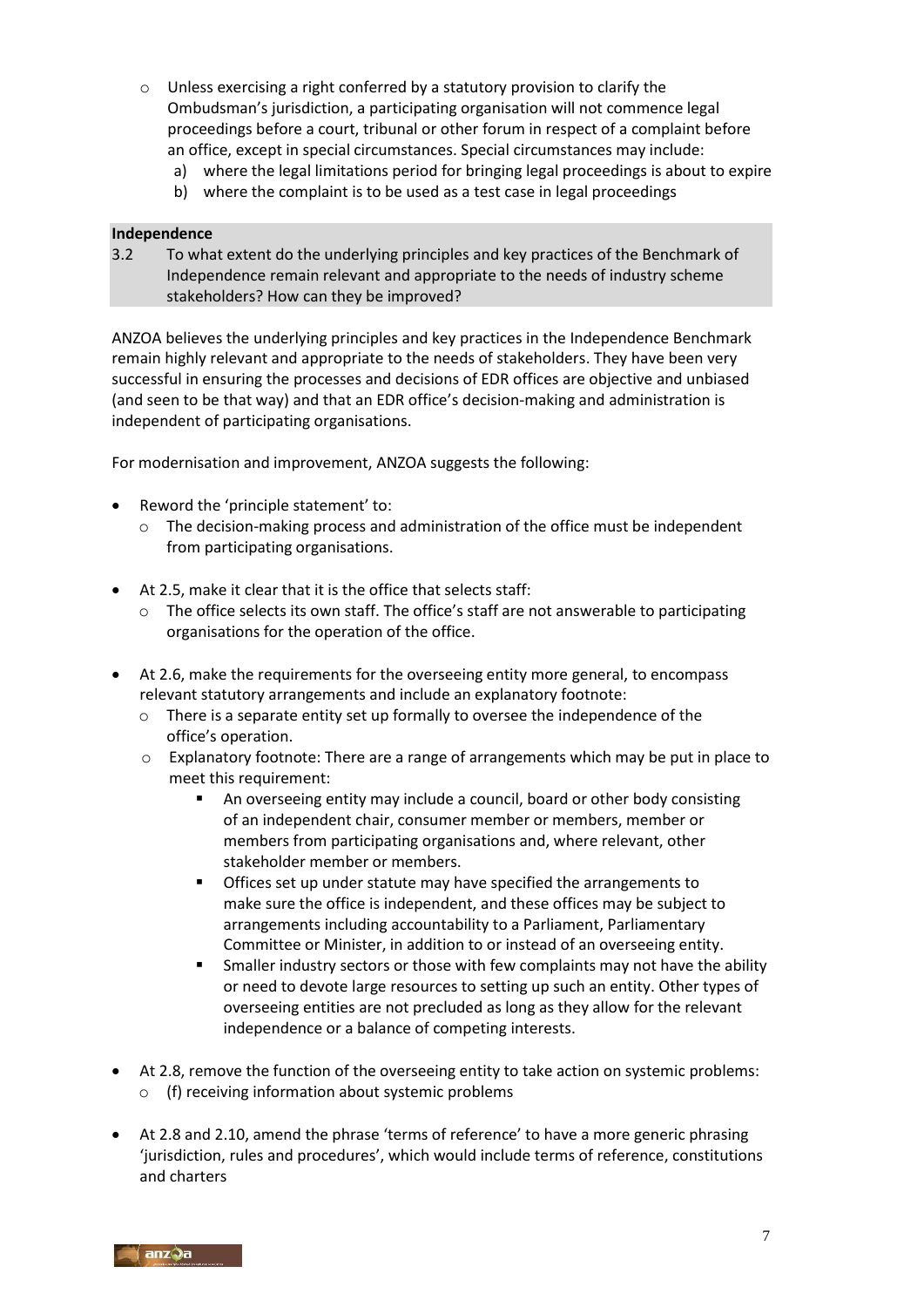- Unless exercising a right conferred by a statutory provision to clarify the Ombudsman's jurisdiction, a participating organisation will not commence legal proceedings before a court, tribunal or other forum in respect of a complaint before an office, except in special circumstances. Special circumstances may include:
  a) where the legal limitations period for bringing legal proceedings is about to expire
  b) where the complaint is to be used as a test case in legal proceedings

**Independence**

3.2 To what extent do the underlying principles and key practices of the Benchmark of Independence remain relevant and appropriate to the needs of industry scheme stakeholders? How can they be improved?

ANZOA believes the underlying principles and key practices in the Independence Benchmark remain highly relevant and appropriate to the needs of stakeholders. They have been very successful in ensuring the processes and decisions of EDR offices are objective and unbiased (and seen to be that way) and that an EDR office's decision-making and administration is independent of participating organisations.

For modernisation and improvement, ANZOA suggests the following:

- Reword the 'principle statement' to:
  - The decision-making process and administration of the office must be independent from participating organisations.
- At 2.5, make it clear that it is the office that selects staff:
  - The office selects its own staff. The office's staff are not answerable to participating organisations for the operation of the office.
- At 2.6, make the requirements for the overseeing entity more general, to encompass relevant statutory arrangements and include an explanatory footnote:
  - There is a separate entity set up formally to oversee the independence of the office's operation.
  - Explanatory footnote: There are a range of arrangements which may be put in place to meet this requirement:
    - An overseeing entity may include a council, board or other body consisting of an independent chair, consumer member or members, member or members from participating organisations and, where relevant, other stakeholder member or members.
    - Offices set up under statute may have specified the arrangements to make sure the office is independent, and these offices may be subject to arrangements including accountability to a Parliament, Parliamentary Committee or Minister, in addition to or instead of an overseeing entity.
    - Smaller industry sectors or those with few complaints may not have the ability or need to devote large resources to setting up such an entity. Other types of overseeing entities are not precluded as long as they allow for the relevant independence or a balance of competing interests.
- At 2.8, remove the function of the overseeing entity to take action on systemic problems:
  - (f) receiving information about systemic problems
- At 2.8 and 2.10, amend the phrase 'terms of reference' to have a more generic phrasing 'jurisdiction, rules and procedures', which would include terms of reference, constitutions and charters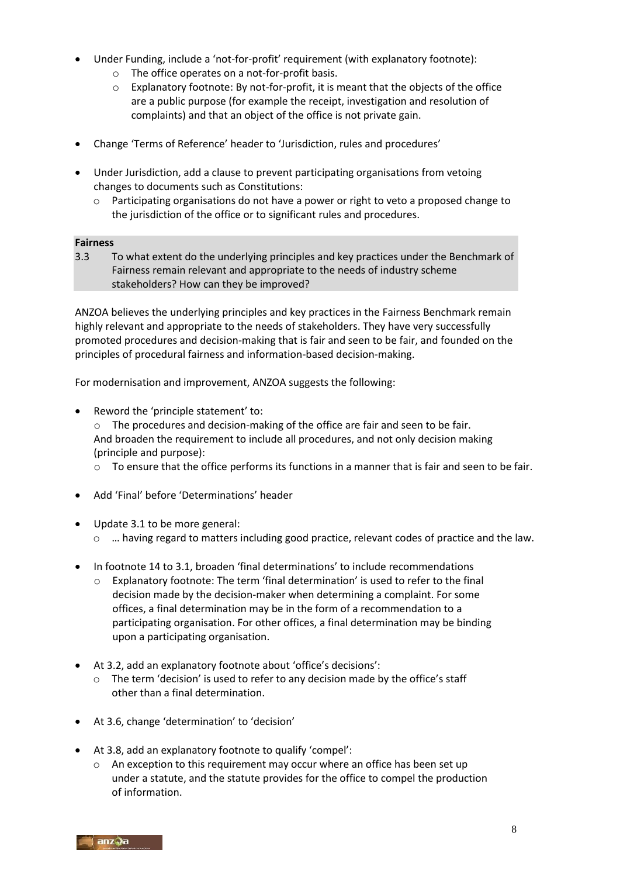- Under Funding, include a 'not-for-profit' requirement (with explanatory footnote):
    - The office operates on a not-for-profit basis.
    - Explanatory footnote: By not-for-profit, it is meant that the objects of the office are a public purpose (for example the receipt, investigation and resolution of complaints) and that an object of the office is not private gain.

- Change 'Terms of Reference' header to 'Jurisdiction, rules and procedures'

- Under Jurisdiction, add a clause to prevent participating organisations from vetoing changes to documents such as Constitutions:
    - Participating organisations do not have a power or right to veto a proposed change to the jurisdiction of the office or to significant rules and procedures.

**Fairness**

3.3 To what extent do the underlying principles and key practices under the Benchmark of Fairness remain relevant and appropriate to the needs of industry scheme stakeholders? How can they be improved?

ANZOA believes the underlying principles and key practices in the Fairness Benchmark remain highly relevant and appropriate to the needs of stakeholders. They have very successfully promoted procedures and decision-making that is fair and seen to be fair, and founded on the principles of procedural fairness and information-based decision-making.

For modernisation and improvement, ANZOA suggests the following:

- Reword the 'principle statement' to:
    - The procedures and decision-making of the office are fair and seen to be fair.

  And broaden the requirement to include all procedures, and not only decision making (principle and purpose):
    - To ensure that the office performs its functions in a manner that is fair and seen to be fair.

- Add 'Final' before 'Determinations' header

- Update 3.1 to be more general:
    - … having regard to matters including good practice, relevant codes of practice and the law.

- In footnote 14 to 3.1, broaden 'final determinations' to include recommendations
    - Explanatory footnote: The term 'final determination' is used to refer to the final decision made by the decision-maker when determining a complaint. For some offices, a final determination may be in the form of a recommendation to a participating organisation. For other offices, a final determination may be binding upon a participating organisation.

- At 3.2, add an explanatory footnote about 'office's decisions':
    - The term 'decision' is used to refer to any decision made by the office's staff other than a final determination.

- At 3.6, change 'determination' to 'decision'

- At 3.8, add an explanatory footnote to qualify 'compel':
    - An exception to this requirement may occur where an office has been set up under a statute, and the statute provides for the office to compel the production of information.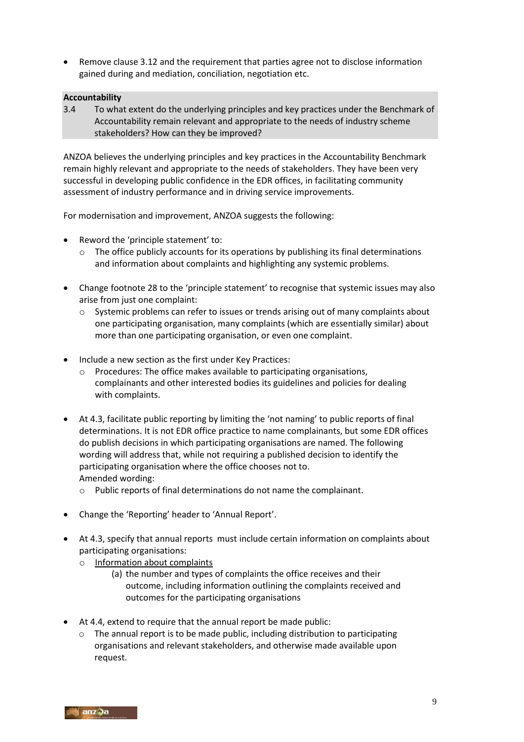- Remove clause 3.12 and the requirement that parties agree not to disclose information gained during and mediation, conciliation, negotiation etc.

**Accountability**

3.4 To what extent do the underlying principles and key practices under the Benchmark of Accountability remain relevant and appropriate to the needs of industry scheme stakeholders? How can they be improved?

ANZOA believes the underlying principles and key practices in the Accountability Benchmark remain highly relevant and appropriate to the needs of stakeholders. They have been very successful in developing public confidence in the EDR offices, in facilitating community assessment of industry performance and in driving service improvements.

For modernisation and improvement, ANZOA suggests the following:

- Reword the 'principle statement' to:
  - The office publicly accounts for its operations by publishing its final determinations and information about complaints and highlighting any systemic problems.
- Change footnote 28 to the 'principle statement' to recognise that systemic issues may also arise from just one complaint:
  - Systemic problems can refer to issues or trends arising out of many complaints about one participating organisation, many complaints (which are essentially similar) about more than one participating organisation, or even one complaint.
- Include a new section as the first under Key Practices:
  - Procedures: The office makes available to participating organisations, complainants and other interested bodies its guidelines and policies for dealing with complaints.
- At 4.3, facilitate public reporting by limiting the 'not naming' to public reports of final determinations. It is not EDR office practice to name complainants, but some EDR offices do publish decisions in which participating organisations are named. The following wording will address that, while not requiring a published decision to identify the participating organisation where the office chooses not to.
  Amended wording:
  - Public reports of final determinations do not name the complainant.
- Change the 'Reporting' header to 'Annual Report'.
- At 4.3, specify that annual reports must include certain information on complaints about participating organisations:
  - <u>Information about complaints</u>
    - (a) the number and types of complaints the office receives and their outcome, including information outlining the complaints received and outcomes for the participating organisations
- At 4.4, extend to require that the annual report be made public:
  - The annual report is to be made public, including distribution to participating organisations and relevant stakeholders, and otherwise made available upon request.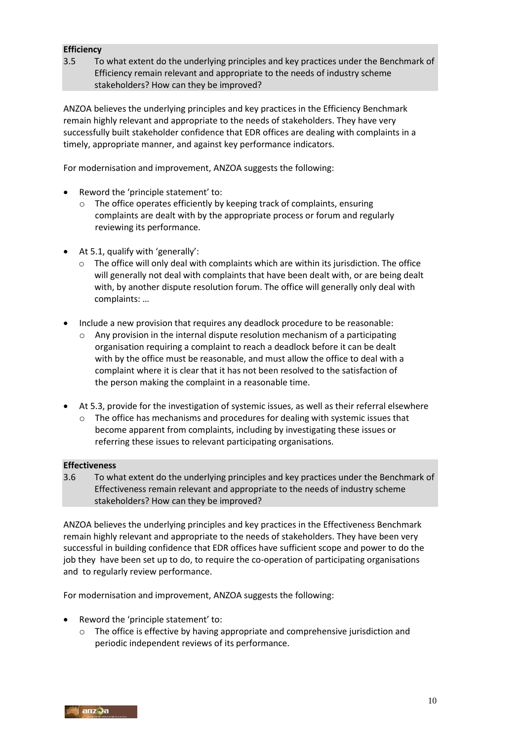**Efficiency**

3.5 To what extent do the underlying principles and key practices under the Benchmark of Efficiency remain relevant and appropriate to the needs of industry scheme stakeholders? How can they be improved?

ANZOA believes the underlying principles and key practices in the Efficiency Benchmark remain highly relevant and appropriate to the needs of stakeholders. They have very successfully built stakeholder confidence that EDR offices are dealing with complaints in a timely, appropriate manner, and against key performance indicators.

For modernisation and improvement, ANZOA suggests the following:

- Reword the 'principle statement' to:
  - The office operates efficiently by keeping track of complaints, ensuring complaints are dealt with by the appropriate process or forum and regularly reviewing its performance.
- At 5.1, qualify with 'generally':
  - The office will only deal with complaints which are within its jurisdiction. The office will generally not deal with complaints that have been dealt with, or are being dealt with, by another dispute resolution forum. The office will generally only deal with complaints: …
- Include a new provision that requires any deadlock procedure to be reasonable:
  - Any provision in the internal dispute resolution mechanism of a participating organisation requiring a complaint to reach a deadlock before it can be dealt with by the office must be reasonable, and must allow the office to deal with a complaint where it is clear that it has not been resolved to the satisfaction of the person making the complaint in a reasonable time.
- At 5.3, provide for the investigation of systemic issues, as well as their referral elsewhere
  - The office has mechanisms and procedures for dealing with systemic issues that become apparent from complaints, including by investigating these issues or referring these issues to relevant participating organisations.

**Effectiveness**

3.6 To what extent do the underlying principles and key practices under the Benchmark of Effectiveness remain relevant and appropriate to the needs of industry scheme stakeholders? How can they be improved?

ANZOA believes the underlying principles and key practices in the Effectiveness Benchmark remain highly relevant and appropriate to the needs of stakeholders. They have been very successful in building confidence that EDR offices have sufficient scope and power to do the job they have been set up to do, to require the co-operation of participating organisations and to regularly review performance.

For modernisation and improvement, ANZOA suggests the following:

- Reword the 'principle statement' to:
  - The office is effective by having appropriate and comprehensive jurisdiction and periodic independent reviews of its performance.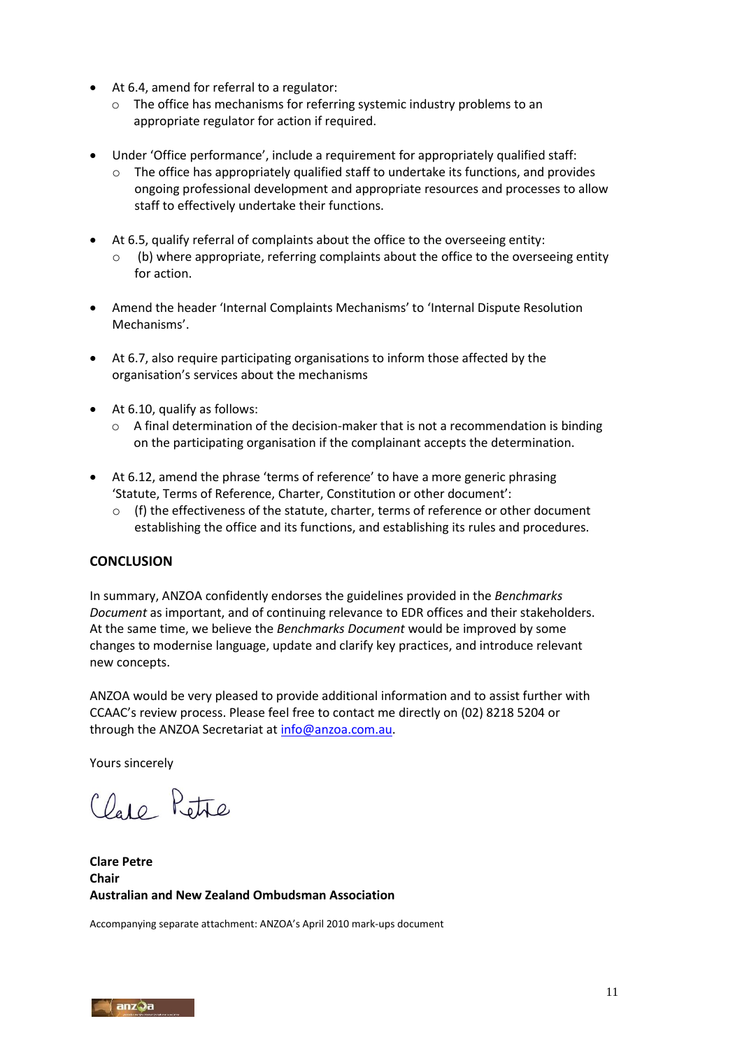- At 6.4, amend for referral to a regulator:
  - The office has mechanisms for referring systemic industry problems to an appropriate regulator for action if required.

- Under 'Office performance', include a requirement for appropriately qualified staff:
  - The office has appropriately qualified staff to undertake its functions, and provides ongoing professional development and appropriate resources and processes to allow staff to effectively undertake their functions.

- At 6.5, qualify referral of complaints about the office to the overseeing entity:
  - (b) where appropriate, referring complaints about the office to the overseeing entity for action.

- Amend the header 'Internal Complaints Mechanisms' to 'Internal Dispute Resolution Mechanisms'.

- At 6.7, also require participating organisations to inform those affected by the organisation's services about the mechanisms

- At 6.10, qualify as follows:
  - A final determination of the decision-maker that is not a recommendation is binding on the participating organisation if the complainant accepts the determination.

- At 6.12, amend the phrase 'terms of reference' to have a more generic phrasing 'Statute, Terms of Reference, Charter, Constitution or other document':
  - (f) the effectiveness of the statute, charter, terms of reference or other document establishing the office and its functions, and establishing its rules and procedures.

**CONCLUSION**

In summary, ANZOA confidently endorses the guidelines provided in the *Benchmarks Document* as important, and of continuing relevance to EDR offices and their stakeholders. At the same time, we believe the *Benchmarks Document* would be improved by some changes to modernise language, update and clarify key practices, and introduce relevant new concepts.

ANZOA would be very pleased to provide additional information and to assist further with CCAAC's review process. Please feel free to contact me directly on (02) 8218 5204 or through the ANZOA Secretariat at info@anzoa.com.au.

Yours sincerely

Clare Petre

**Clare Petre**
**Chair**
**Australian and New Zealand Ombudsman Association**

Accompanying separate attachment: ANZOA's April 2010 mark-ups document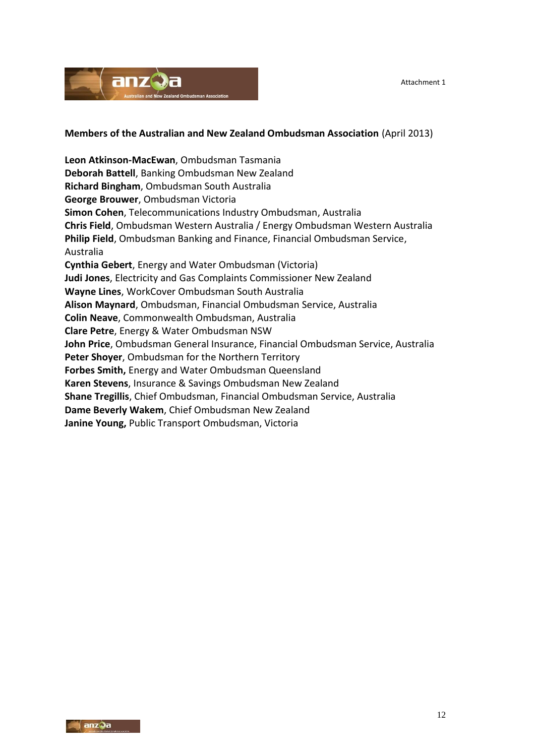Attachment 1

**Members of the Australian and New Zealand Ombudsman Association** (April 2013)

**Leon Atkinson-MacEwan**, Ombudsman Tasmania
**Deborah Battell**, Banking Ombudsman New Zealand
**Richard Bingham**, Ombudsman South Australia
**George Brouwer**, Ombudsman Victoria
**Simon Cohen**, Telecommunications Industry Ombudsman, Australia
**Chris Field**, Ombudsman Western Australia / Energy Ombudsman Western Australia
**Philip Field**, Ombudsman Banking and Finance, Financial Ombudsman Service, Australia
**Cynthia Gebert**, Energy and Water Ombudsman (Victoria)
**Judi Jones**, Electricity and Gas Complaints Commissioner New Zealand
**Wayne Lines**, WorkCover Ombudsman South Australia
**Alison Maynard**, Ombudsman, Financial Ombudsman Service, Australia
**Colin Neave**, Commonwealth Ombudsman, Australia
**Clare Petre**, Energy & Water Ombudsman NSW
**John Price**, Ombudsman General Insurance, Financial Ombudsman Service, Australia
**Peter Shoyer**, Ombudsman for the Northern Territory
**Forbes Smith,** Energy and Water Ombudsman Queensland
**Karen Stevens**, Insurance & Savings Ombudsman New Zealand
**Shane Tregillis**, Chief Ombudsman, Financial Ombudsman Service, Australia
**Dame Beverly Wakem**, Chief Ombudsman New Zealand
**Janine Young,** Public Transport Ombudsman, Victoria